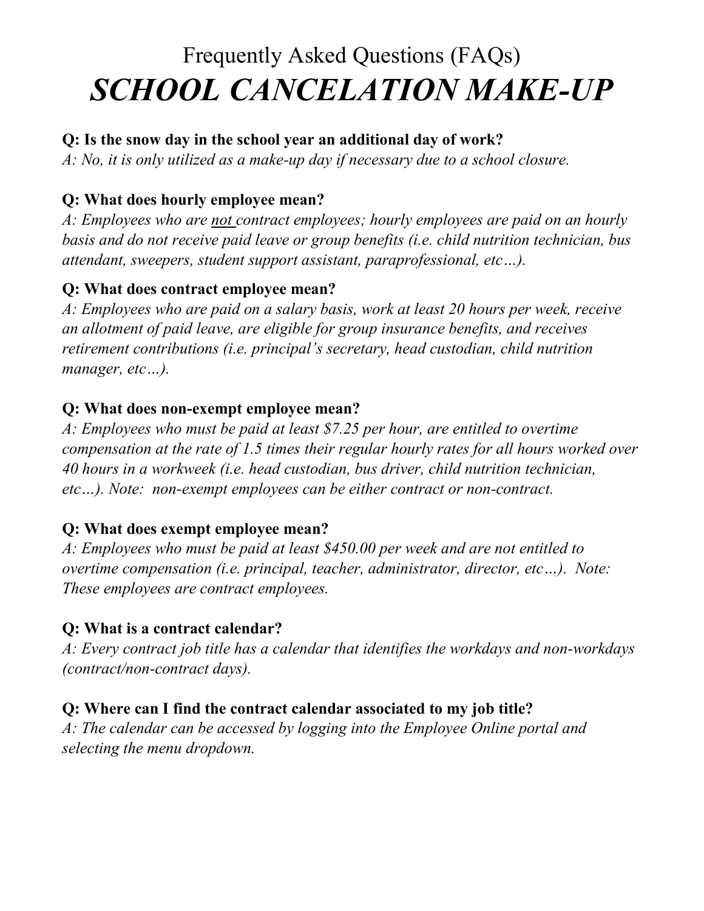# Frequently Asked Questions (FAQs)
# *SCHOOL CANCELATION MAKE-UP*

**Q: Is the snow day in the school year an additional day of work?**
*A: No, it is only utilized as a make-up day if necessary due to a school closure.*

**Q: What does hourly employee mean?**
*A: Employees who are <u>not</u> contract employees; hourly employees are paid on an hourly basis and do not receive paid leave or group benefits (i.e. child nutrition technician, bus attendant, sweepers, student support assistant, paraprofessional, etc…).*

**Q: What does contract employee mean?**
*A: Employees who are paid on a salary basis, work at least 20 hours per week, receive an allotment of paid leave, are eligible for group insurance benefits, and receives retirement contributions (i.e. principal's secretary, head custodian, child nutrition manager, etc…).*

**Q: What does non-exempt employee mean?**
*A: Employees who must be paid at least $7.25 per hour, are entitled to overtime compensation at the rate of 1.5 times their regular hourly rates for all hours worked over 40 hours in a workweek (i.e. head custodian, bus driver, child nutrition technician, etc…). Note: non-exempt employees can be either contract or non-contract.*

**Q: What does exempt employee mean?**
*A: Employees who must be paid at least $450.00 per week and are not entitled to overtime compensation (i.e. principal, teacher, administrator, director, etc…). Note: These employees are contract employees.*

**Q: What is a contract calendar?**
*A: Every contract job title has a calendar that identifies the workdays and non-workdays (contract/non-contract days).*

**Q: Where can I find the contract calendar associated to my job title?**
*A: The calendar can be accessed by logging into the Employee Online portal and selecting the menu dropdown.*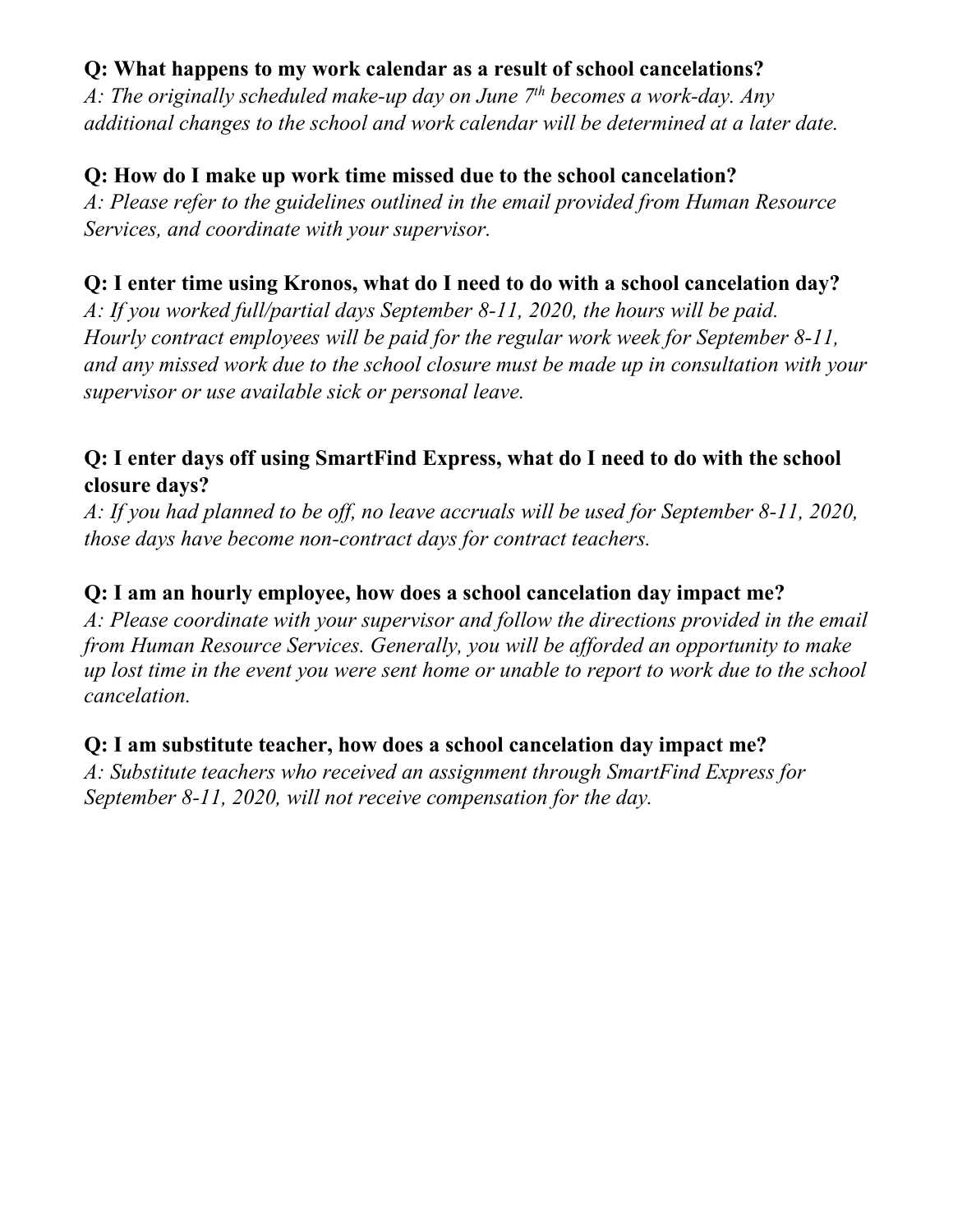**Q: What happens to my work calendar as a result of school cancelations?**

*A: The originally scheduled make-up day on June 7th becomes a work-day. Any additional changes to the school and work calendar will be determined at a later date.*

**Q: How do I make up work time missed due to the school cancelation?**

*A: Please refer to the guidelines outlined in the email provided from Human Resource Services, and coordinate with your supervisor.*

**Q: I enter time using Kronos, what do I need to do with a school cancelation day?**

*A: If you worked full/partial days September 8-11, 2020, the hours will be paid. Hourly contract employees will be paid for the regular work week for September 8-11, and any missed work due to the school closure must be made up in consultation with your supervisor or use available sick or personal leave.*

**Q: I enter days off using SmartFind Express, what do I need to do with the school closure days?**

*A: If you had planned to be off, no leave accruals will be used for September 8-11, 2020, those days have become non-contract days for contract teachers.*

**Q: I am an hourly employee, how does a school cancelation day impact me?**

*A: Please coordinate with your supervisor and follow the directions provided in the email from Human Resource Services. Generally, you will be afforded an opportunity to make up lost time in the event you were sent home or unable to report to work due to the school cancelation.*

**Q: I am substitute teacher, how does a school cancelation day impact me?**

*A: Substitute teachers who received an assignment through SmartFind Express for September 8-11, 2020, will not receive compensation for the day.*